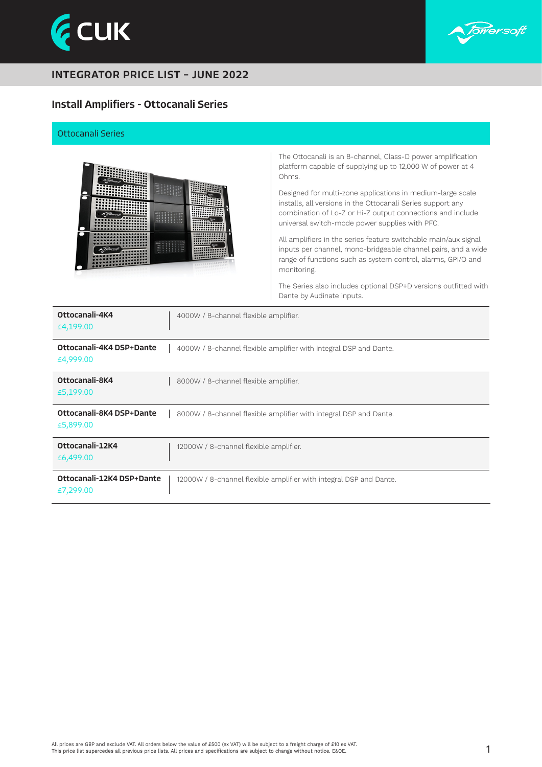# INTEGRATOR PRICE LIST – JUNE 2022

## Install Amplifiers - Ottocanali Series

### Ottocanali Series

The Ottocanali is an 8-channel, Class-D power amplification platform capable of supplying up to 12,000 W of power at 4 Ohms.

Designed for multi-zone applications in medium-large scale installs, all versions in the Ottocanali Series support any combination of Lo-Z or Hi-Z output connections and include universal switch-mode power supplies with PFC.

All amplifiers in the series feature switchable main/aux signal inputs per channel, mono-bridgeable channel pairs, and a wide range of functions such as system control, alarms, GPI/O and monitoring.

The Series also includes optional DSP+D versions outfitted with Dante by Audinate inputs.

| Product | Description |
| --- | --- |
| **Ottocanali-4K4**<br>£4,199.00 | 4000W / 8-channel flexible amplifier. |
| **Ottocanali-4K4 DSP+Dante**<br>£4,999.00 | 4000W / 8-channel flexible amplifier with integral DSP and Dante. |
| **Ottocanali-8K4**<br>£5,199.00 | 8000W / 8-channel flexible amplifier. |
| **Ottocanali-8K4 DSP+Dante**<br>£5,899.00 | 8000W / 8-channel flexible amplifier with integral DSP and Dante. |
| **Ottocanali-12K4**<br>£6,499.00 | 12000W / 8-channel flexible amplifier. |
| **Ottocanali-12K4 DSP+Dante**<br>£7,299.00 | 12000W / 8-channel flexible amplifier with integral DSP and Dante. |

All prices are GBP and exclude VAT. All orders below the value of £500 (ex VAT) will be subject to a freight charge of £10 ex VAT.
This price list supercedes all previous price lists. All prices and specifications are subject to change without notice. E&OE.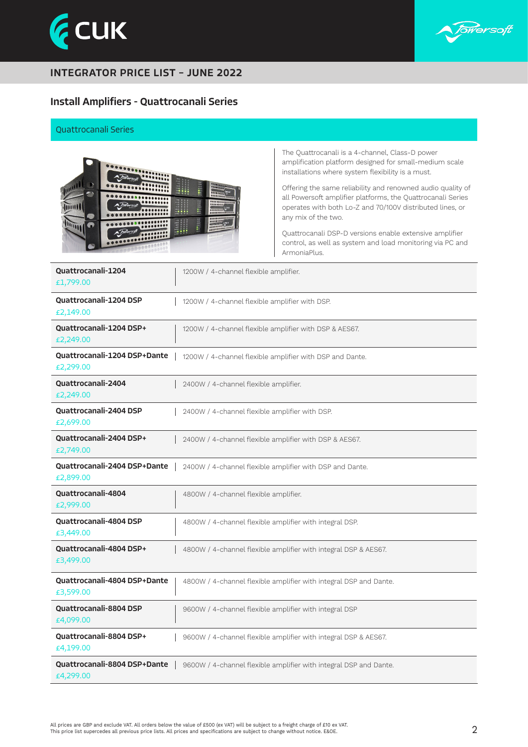## INTEGRATOR PRICE LIST – JUNE 2022

# Install Amplifiers - Quattrocanali Series

### Quattrocanali Series

The Quattrocanali is a 4-channel, Class-D power amplification platform designed for small-medium scale installations where system flexibility is a must.

Offering the same reliability and renowned audio quality of all Powersoft amplifier platforms, the Quattrocanali Series operates with both Lo-Z and 70/100V distributed lines, or any mix of the two.

Quattrocanali DSP-D versions enable extensive amplifier control, as well as system and load monitoring via PC and ArmoniaPlus.

| Product | Description |
|---|---|
| **Quattrocanali-1204** £1,799.00 | 1200W / 4-channel flexible amplifier. |
| **Quattrocanali-1204 DSP** £2,149.00 | 1200W / 4-channel flexible amplifier with DSP. |
| **Quattrocanali-1204 DSP+** £2,249.00 | 1200W / 4-channel flexible amplifier with DSP & AES67. |
| **Quattrocanali-1204 DSP+Dante** £2,299.00 | 1200W / 4-channel flexible amplifier with DSP and Dante. |
| **Quattrocanali-2404** £2,249.00 | 2400W / 4-channel flexible amplifier. |
| **Quattrocanali-2404 DSP** £2,699.00 | 2400W / 4-channel flexible amplifier with DSP. |
| **Quattrocanali-2404 DSP+** £2,749.00 | 2400W / 4-channel flexible amplifier with DSP & AES67. |
| **Quattrocanali-2404 DSP+Dante** £2,899.00 | 2400W / 4-channel flexible amplifier with DSP and Dante. |
| **Quattrocanali-4804** £2,999.00 | 4800W / 4-channel flexible amplifier. |
| **Quattrocanali-4804 DSP** £3,449.00 | 4800W / 4-channel flexible amplifier with integral DSP. |
| **Quattrocanali-4804 DSP+** £3,499.00 | 4800W / 4-channel flexible amplifier with integral DSP & AES67. |
| **Quattrocanali-4804 DSP+Dante** £3,599.00 | 4800W / 4-channel flexible amplifier with integral DSP and Dante. |
| **Quattrocanali-8804 DSP** £4,099.00 | 9600W / 4-channel flexible amplifier with integral DSP |
| **Quattrocanali-8804 DSP+** £4,199.00 | 9600W / 4-channel flexible amplifier with integral DSP & AES67. |
| **Quattrocanali-8804 DSP+Dante** £4,299.00 | 9600W / 4-channel flexible amplifier with integral DSP and Dante. |

All prices are GBP and exclude VAT. All orders below the value of £500 (ex VAT) will be subject to a freight charge of £10 ex VAT.
This price list supercedes all previous price lists. All prices and specifications are subject to change without notice. E&OE.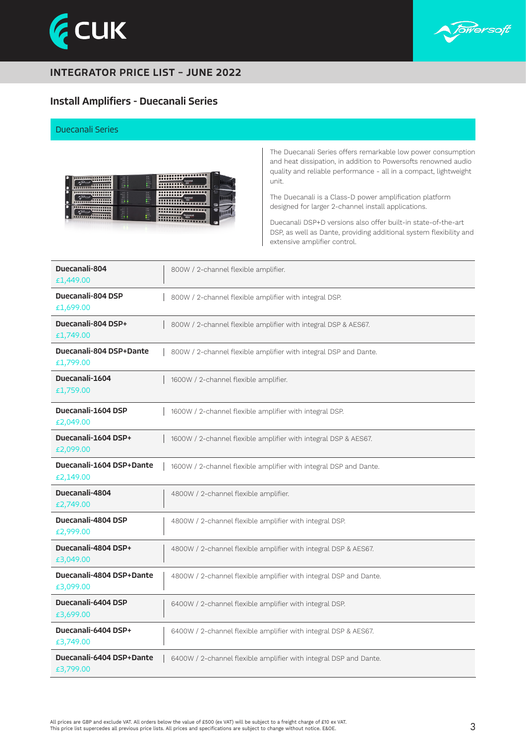## INTEGRATOR PRICE LIST – JUNE 2022

## Install Amplifiers - Duecanali Series

### Duecanali Series

The Duecanali Series offers remarkable low power consumption and heat dissipation, in addition to Powersofts renowned audio quality and reliable performance - all in a compact, lightweight unit.

The Duecanali is a Class-D power amplification platform designed for larger 2-channel install applications.

Duecanali DSP+D versions also offer built-in state-of-the-art DSP, as well as Dante, providing additional system flexibility and extensive amplifier control.

| Product | Description |
|---|---|
| **Duecanali-804** £1,449.00 | 800W / 2-channel flexible amplifier. |
| **Duecanali-804 DSP** £1,699.00 | 800W / 2-channel flexible amplifier with integral DSP. |
| **Duecanali-804 DSP+** £1,749.00 | 800W / 2-channel flexible amplifier with integral DSP & AES67. |
| **Duecanali-804 DSP+Dante** £1,799.00 | 800W / 2-channel flexible amplifier with integral DSP and Dante. |
| **Duecanali-1604** £1,759.00 | 1600W / 2-channel flexible amplifier. |
| **Duecanali-1604 DSP** £2,049.00 | 1600W / 2-channel flexible amplifier with integral DSP. |
| **Duecanali-1604 DSP+** £2,099.00 | 1600W / 2-channel flexible amplifier with integral DSP & AES67. |
| **Duecanali-1604 DSP+Dante** £2,149.00 | 1600W / 2-channel flexible amplifier with integral DSP and Dante. |
| **Duecanali-4804** £2,749.00 | 4800W / 2-channel flexible amplifier. |
| **Duecanali-4804 DSP** £2,999.00 | 4800W / 2-channel flexible amplifier with integral DSP. |
| **Duecanali-4804 DSP+** £3,049.00 | 4800W / 2-channel flexible amplifier with integral DSP & AES67. |
| **Duecanali-4804 DSP+Dante** £3,099.00 | 4800W / 2-channel flexible amplifier with integral DSP and Dante. |
| **Duecanali-6404 DSP** £3,699.00 | 6400W / 2-channel flexible amplifier with integral DSP. |
| **Duecanali-6404 DSP+** £3,749.00 | 6400W / 2-channel flexible amplifier with integral DSP & AES67. |
| **Duecanali-6404 DSP+Dante** £3,799.00 | 6400W / 2-channel flexible amplifier with integral DSP and Dante. |

All prices are GBP and exclude VAT. All orders below the value of £500 (ex VAT) will be subject to a freight charge of £10 ex VAT.
This price list supercedes all previous price lists. All prices and specifications are subject to change without notice. E&OE.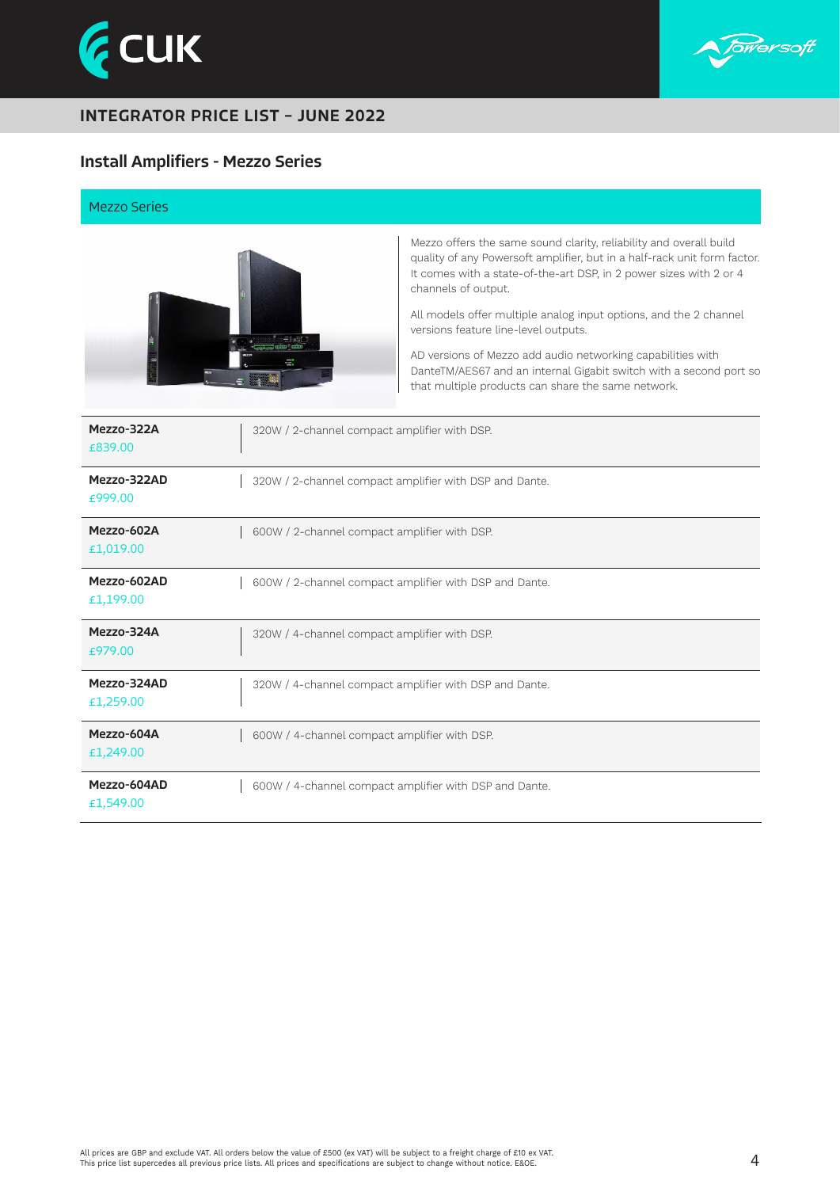## INTEGRATOR PRICE LIST – JUNE 2022

### Install Amplifiers - Mezzo Series

#### Mezzo Series

Mezzo offers the same sound clarity, reliability and overall build quality of any Powersoft amplifier, but in a half-rack unit form factor. It comes with a state-of-the-art DSP, in 2 power sizes with 2 or 4 channels of output.

All models offer multiple analog input options, and the 2 channel versions feature line-level outputs.

AD versions of Mezzo add audio networking capabilities with DanteTM/AES67 and an internal Gigabit switch with a second port so that multiple products can share the same network.

| Product | Description |
|---|---|
| **Mezzo-322A** £839.00 | 320W / 2-channel compact amplifier with DSP. |
| **Mezzo-322AD** £999.00 | 320W / 2-channel compact amplifier with DSP and Dante. |
| **Mezzo-602A** £1,019.00 | 600W / 2-channel compact amplifier with DSP. |
| **Mezzo-602AD** £1,199.00 | 600W / 2-channel compact amplifier with DSP and Dante. |
| **Mezzo-324A** £979.00 | 320W / 4-channel compact amplifier with DSP. |
| **Mezzo-324AD** £1,259.00 | 320W / 4-channel compact amplifier with DSP and Dante. |
| **Mezzo-604A** £1,249.00 | 600W / 4-channel compact amplifier with DSP. |
| **Mezzo-604AD** £1,549.00 | 600W / 4-channel compact amplifier with DSP and Dante. |

All prices are GBP and exclude VAT. All orders below the value of £500 (ex VAT) will be subject to a freight charge of £10 ex VAT.
This price list supercedes all previous price lists. All prices and specifications are subject to change without notice. E&OE.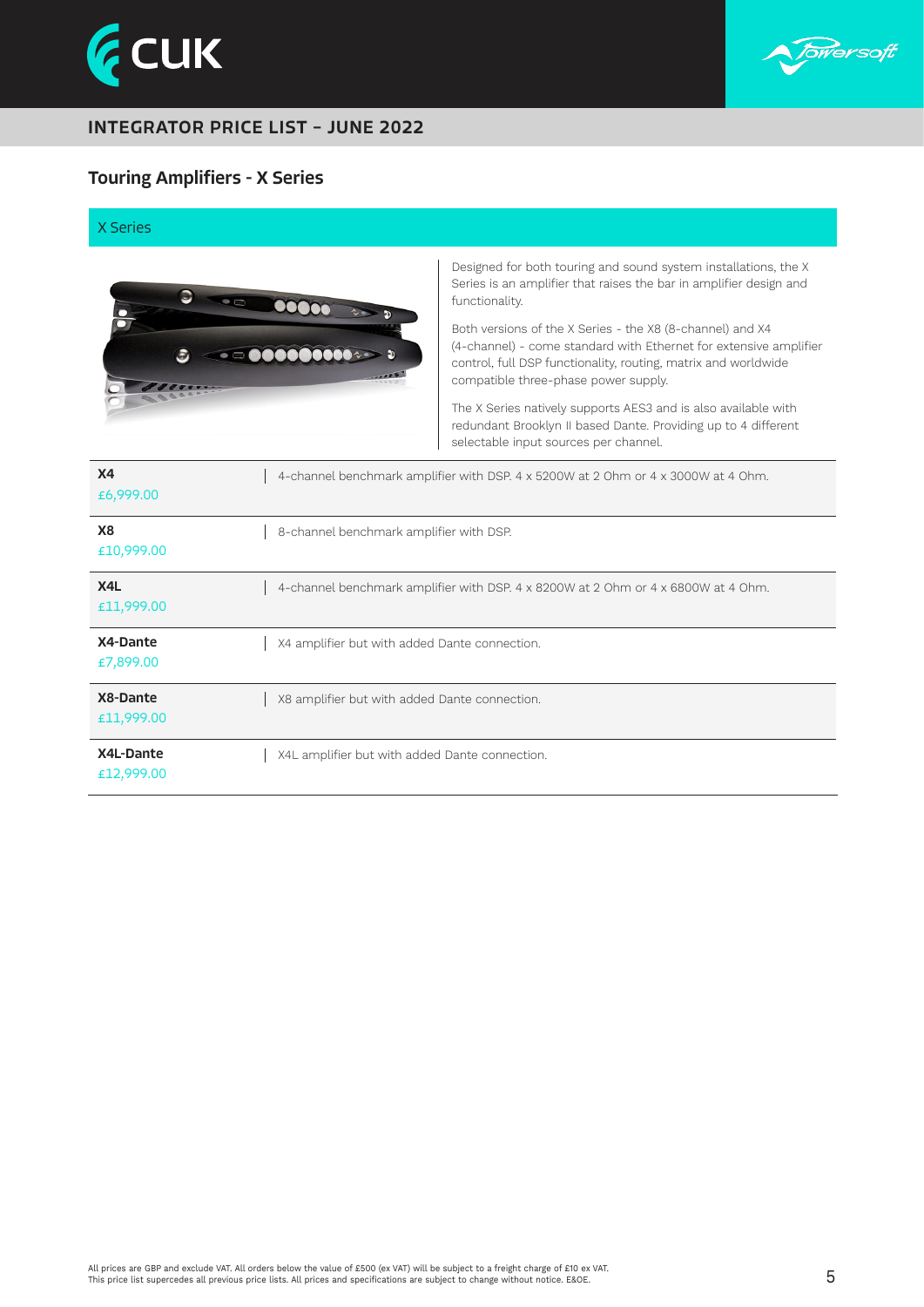## INTEGRATOR PRICE LIST – JUNE 2022

### Touring Amplifiers - X Series

#### X Series

Designed for both touring and sound system installations, the X Series is an amplifier that raises the bar in amplifier design and functionality.

Both versions of the X Series - the X8 (8-channel) and X4 (4-channel) - come standard with Ethernet for extensive amplifier control, full DSP functionality, routing, matrix and worldwide compatible three-phase power supply.

The X Series natively supports AES3 and is also available with redundant Brooklyn II based Dante. Providing up to 4 different selectable input sources per channel.

| Product | Description |
|---|---|
| **X4**<br>£6,999.00 | 4-channel benchmark amplifier with DSP. 4 x 5200W at 2 Ohm or 4 x 3000W at 4 Ohm. |
| **X8**<br>£10,999.00 | 8-channel benchmark amplifier with DSP. |
| **X4L**<br>£11,999.00 | 4-channel benchmark amplifier with DSP. 4 x 8200W at 2 Ohm or 4 x 6800W at 4 Ohm. |
| **X4-Dante**<br>£7,899.00 | X4 amplifier but with added Dante connection. |
| **X8-Dante**<br>£11,999.00 | X8 amplifier but with added Dante connection. |
| **X4L-Dante**<br>£12,999.00 | X4L amplifier but with added Dante connection. |

All prices are GBP and exclude VAT. All orders below the value of £500 (ex VAT) will be subject to a freight charge of £10 ex VAT.
This price list supercedes all previous price lists. All prices and specifications are subject to change without notice. E&OE.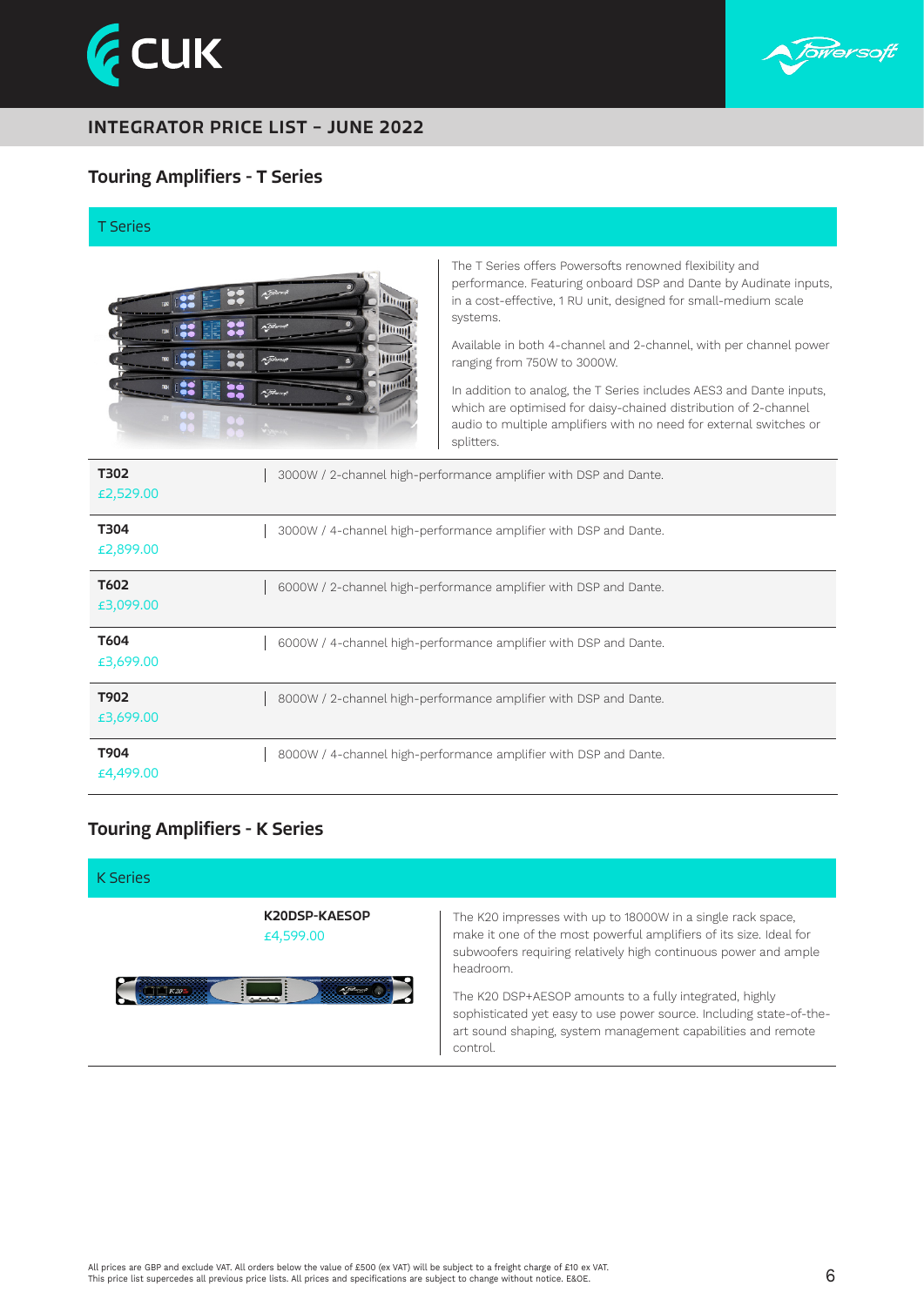INTEGRATOR PRICE LIST – JUNE 2022

## Touring Amplifiers - T Series

### T Series

The T Series offers Powersofts renowned flexibility and performance. Featuring onboard DSP and Dante by Audinate inputs, in a cost-effective, 1 RU unit, designed for small-medium scale systems.

Available in both 4-channel and 2-channel, with per channel power ranging from 750W to 3000W.

In addition to analog, the T Series includes AES3 and Dante inputs, which are optimised for daisy-chained distribution of 2-channel audio to multiple amplifiers with no need for external switches or splitters.

| Model | Description |
|---|---|
| **T302** £2,529.00 | 3000W / 2-channel high-performance amplifier with DSP and Dante. |
| **T304** £2,899.00 | 3000W / 4-channel high-performance amplifier with DSP and Dante. |
| **T602** £3,099.00 | 6000W / 2-channel high-performance amplifier with DSP and Dante. |
| **T604** £3,699.00 | 6000W / 4-channel high-performance amplifier with DSP and Dante. |
| **T902** £3,699.00 | 8000W / 2-channel high-performance amplifier with DSP and Dante. |
| **T904** £4,499.00 | 8000W / 4-channel high-performance amplifier with DSP and Dante. |

## Touring Amplifiers - K Series

### K Series

**K20DSP-KAESOP**
£4,599.00

The K20 impresses with up to 18000W in a single rack space, make it one of the most powerful amplifiers of its size. Ideal for subwoofers requiring relatively high continuous power and ample headroom.

The K20 DSP+AESOP amounts to a fully integrated, highly sophisticated yet easy to use power source. Including state-of-the-art sound shaping, system management capabilities and remote control.

All prices are GBP and exclude VAT. All orders below the value of £500 (ex VAT) will be subject to a freight charge of £10 ex VAT.
This price list supercedes all previous price lists. All prices and specifications are subject to change without notice. E&OE.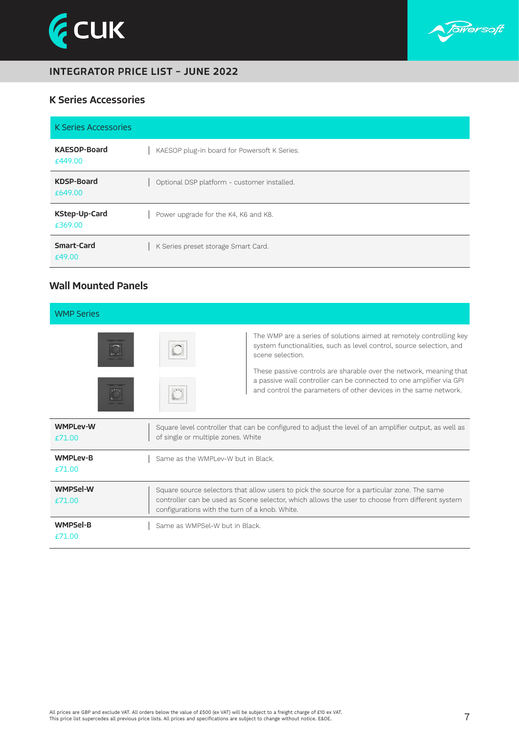## K Series Accessories

| K Series Accessories | |
|---|---|
| **KAESOP-Board** £449.00 | KAESOP plug-in board for Powersoft K Series. |
| **KDSP-Board** £649.00 | Optional DSP platform - customer installed. |
| **KStep-Up-Card** £369.00 | Power upgrade for the K4, K6 and K8. |
| **Smart-Card** £49.00 | K Series preset storage Smart Card. |

## Wall Mounted Panels

| WMP Series | |
|---|---|
| | The WMP are a series of solutions aimed at remotely controlling key system functionalities, such as level control, source selection, and scene selection. These passive controls are sharable over the network, meaning that a passive wall controller can be connected to one amplifier via GPI and control the parameters of other devices in the same network. |
| **WMPLev-W** £71.00 | Square level controller that can be configured to adjust the level of an amplifier output, as well as of single or multiple zones. White |
| **WMPLev-B** £71.00 | Same as the WMPLev-W but in Black. |
| **WMPSel-W** £71.00 | Square source selectors that allow users to pick the source for a particular zone. The same controller can be used as Scene selector, which allows the user to choose from different system configurations with the turn of a knob. White. |
| **WMPSel-B** £71.00 | Same as WMPSel-W but in Black. |

All prices are GBP and exclude VAT. All orders below the value of £500 (ex VAT) will be subject to a freight charge of £10 ex VAT.
This price list supercedes all previous price lists. All prices and specifications are subject to change without notice. E&OE.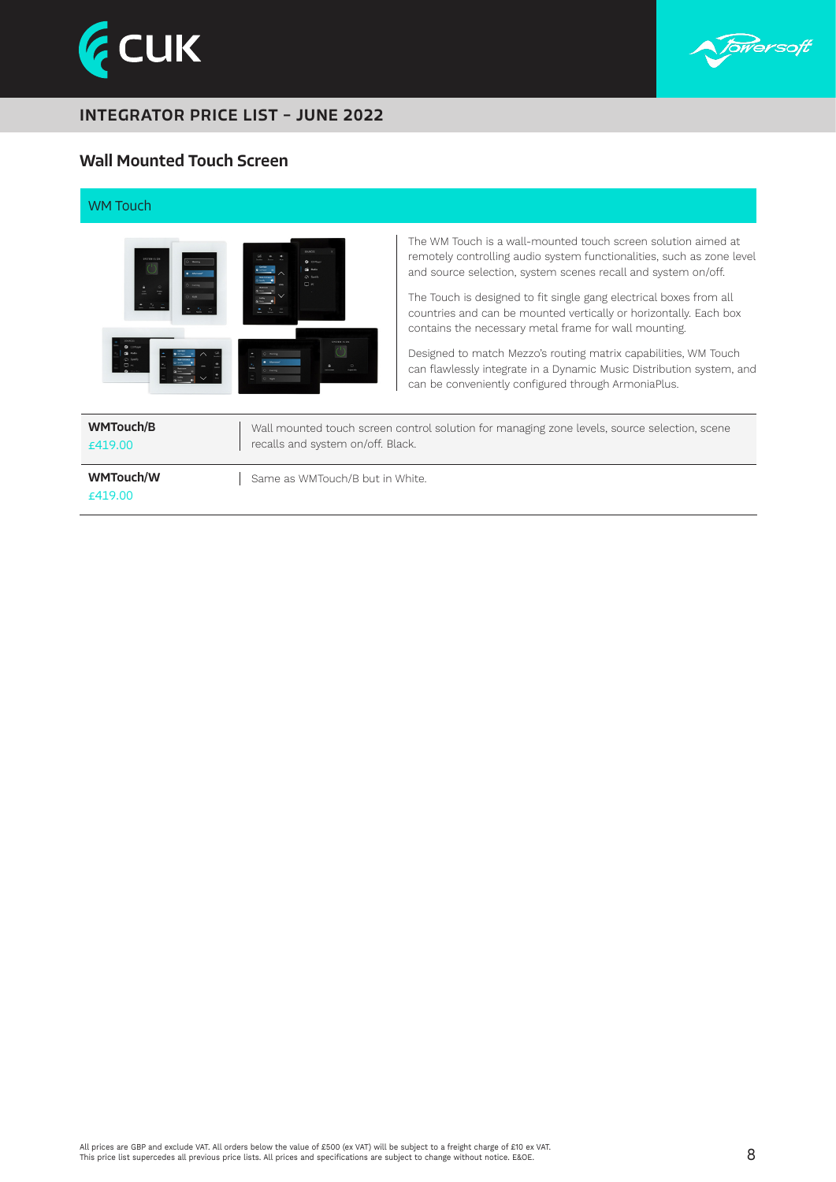## Wall Mounted Touch Screen

### WM Touch

The WM Touch is a wall-mounted touch screen solution aimed at remotely controlling audio system functionalities, such as zone level and source selection, system scenes recall and system on/off.

The Touch is designed to fit single gang electrical boxes from all countries and can be mounted vertically or horizontally. Each box contains the necessary metal frame for wall mounting.

Designed to match Mezzo's routing matrix capabilities, WM Touch can flawlessly integrate in a Dynamic Music Distribution system, and can be conveniently configured through ArmoniaPlus.

| | |
|---|---|
| **WMTouch/B**<br>£419.00 | Wall mounted touch screen control solution for managing zone levels, source selection, scene recalls and system on/off. Black. |
| **WMTouch/W**<br>£419.00 | Same as WMTouch/B but in White. |

All prices are GBP and exclude VAT. All orders below the value of £500 (ex VAT) will be subject to a freight charge of £10 ex VAT. This price list supercedes all previous price lists. All prices and specifications are subject to change without notice. E&OE.